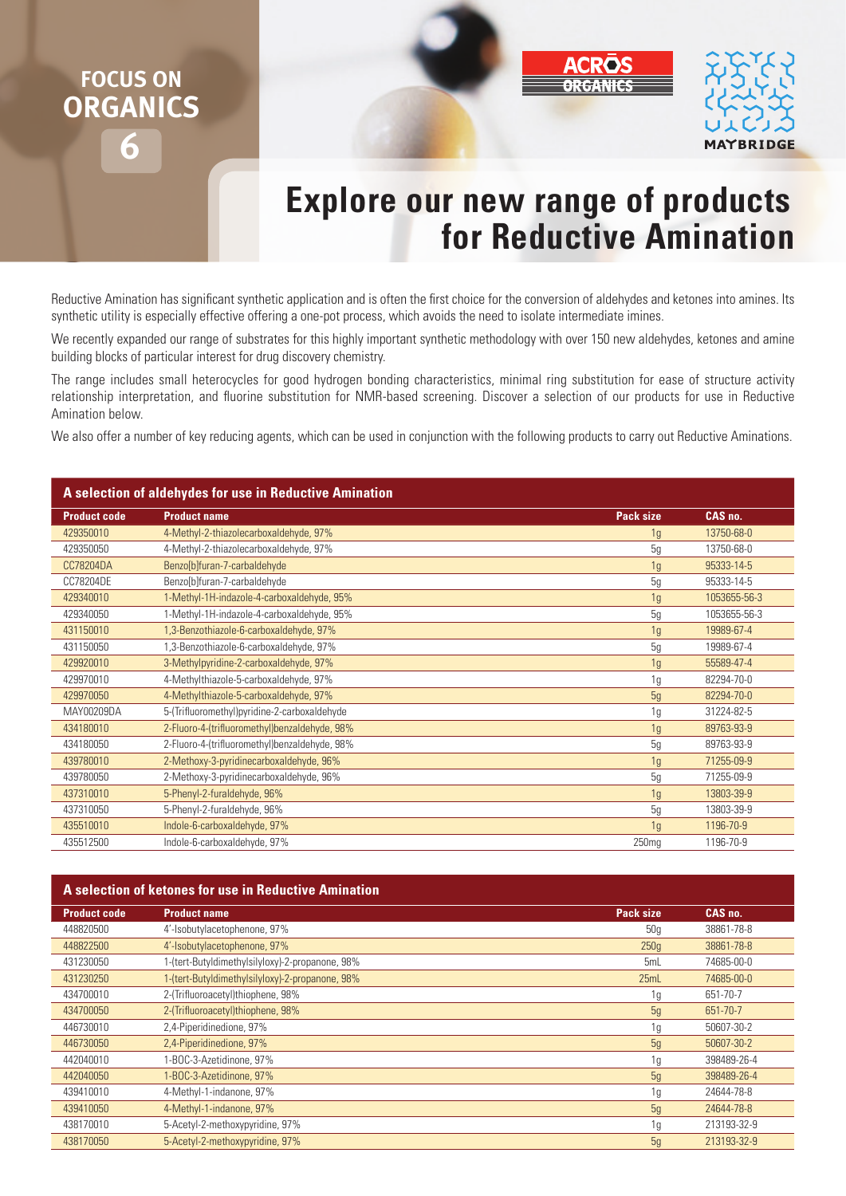FOCUS ON
**ORGANICS**
**6**

ACROS ORGANICS

MAYBRIDGE

# Explore our new range of products for Reductive Amination

Reductive Amination has significant synthetic application and is often the first choice for the conversion of aldehydes and ketones into amines. Its synthetic utility is especially effective offering a one-pot process, which avoids the need to isolate intermediate imines.

We recently expanded our range of substrates for this highly important synthetic methodology with over 150 new aldehydes, ketones and amine building blocks of particular interest for drug discovery chemistry.

The range includes small heterocycles for good hydrogen bonding characteristics, minimal ring substitution for ease of structure activity relationship interpretation, and fluorine substitution for NMR-based screening. Discover a selection of our products for use in Reductive Amination below.

We also offer a number of key reducing agents, which can be used in conjunction with the following products to carry out Reductive Aminations.

## A selection of aldehydes for use in Reductive Amination

| Product code | Product name | Pack size | CAS no. |
|---|---|---|---|
| 429350010 | 4-Methyl-2-thiazolecarboxaldehyde, 97% | 1g | 13750-68-0 |
| 429350050 | 4-Methyl-2-thiazolecarboxaldehyde, 97% | 5g | 13750-68-0 |
| CC78204DA | Benzo[b]furan-7-carbaldehyde | 1g | 95333-14-5 |
| CC78204DE | Benzo[b]furan-7-carbaldehyde | 5g | 95333-14-5 |
| 429340010 | 1-Methyl-1H-indazole-4-carboxaldehyde, 95% | 1g | 1053655-56-3 |
| 429340050 | 1-Methyl-1H-indazole-4-carboxaldehyde, 95% | 5g | 1053655-56-3 |
| 431150010 | 1,3-Benzothiazole-6-carboxaldehyde, 97% | 1g | 19989-67-4 |
| 431150050 | 1,3-Benzothiazole-6-carboxaldehyde, 97% | 5g | 19989-67-4 |
| 429920010 | 3-Methylpyridine-2-carboxaldehyde, 97% | 1g | 55589-47-4 |
| 429970010 | 4-Methylthiazole-5-carboxaldehyde, 97% | 1g | 82294-70-0 |
| 429970050 | 4-Methylthiazole-5-carboxaldehyde, 97% | 5g | 82294-70-0 |
| MAY00209DA | 5-(Trifluoromethyl)pyridine-2-carboxaldehyde | 1g | 31224-82-5 |
| 434180010 | 2-Fluoro-4-(trifluoromethyl)benzaldehyde, 98% | 1g | 89763-93-9 |
| 434180050 | 2-Fluoro-4-(trifluoromethyl)benzaldehyde, 98% | 5g | 89763-93-9 |
| 439780010 | 2-Methoxy-3-pyridinecarboxaldehyde, 96% | 1g | 71255-09-9 |
| 439780050 | 2-Methoxy-3-pyridinecarboxaldehyde, 96% | 5g | 71255-09-9 |
| 437310010 | 5-Phenyl-2-furaldehyde, 96% | 1g | 13803-39-9 |
| 437310050 | 5-Phenyl-2-furaldehyde, 96% | 5g | 13803-39-9 |
| 435510010 | Indole-6-carboxaldehyde, 97% | 1g | 1196-70-9 |
| 435512500 | Indole-6-carboxaldehyde, 97% | 250mg | 1196-70-9 |

## A selection of ketones for use in Reductive Amination

| Product code | Product name | Pack size | CAS no. |
|---|---|---|---|
| 448820500 | 4'-Isobutylacetophenone, 97% | 50g | 38861-78-8 |
| 448822500 | 4'-Isobutylacetophenone, 97% | 250g | 38861-78-8 |
| 431230050 | 1-(tert-Butyldimethylsilyloxy)-2-propanone, 98% | 5mL | 74685-00-0 |
| 431230250 | 1-(tert-Butyldimethylsilyloxy)-2-propanone, 98% | 25mL | 74685-00-0 |
| 434700010 | 2-(Trifluoroacetyl)thiophene, 98% | 1g | 651-70-7 |
| 434700050 | 2-(Trifluoroacetyl)thiophene, 98% | 5g | 651-70-7 |
| 446730010 | 2,4-Piperidinedione, 97% | 1g | 50607-30-2 |
| 446730050 | 2,4-Piperidinedione, 97% | 5g | 50607-30-2 |
| 442040010 | 1-BOC-3-Azetidinone, 97% | 1g | 398489-26-4 |
| 442040050 | 1-BOC-3-Azetidinone, 97% | 5g | 398489-26-4 |
| 439410010 | 4-Methyl-1-indanone, 97% | 1g | 24644-78-8 |
| 439410050 | 4-Methyl-1-indanone, 97% | 5g | 24644-78-8 |
| 438170010 | 5-Acetyl-2-methoxypyridine, 97% | 1g | 213193-32-9 |
| 438170050 | 5-Acetyl-2-methoxypyridine, 97% | 5g | 213193-32-9 |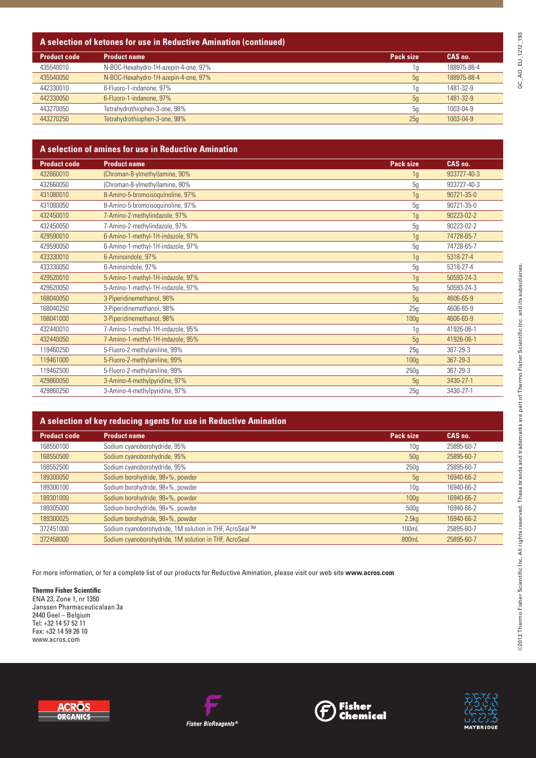## A selection of ketones for use in Reductive Amination (continued)

| Product code | Product name | Pack size | CAS no. |
|---|---|---|---|
| 435540010 | N-BOC-Hexahydro-1H-azepin-4-one, 97% | 1g | 188975-88-4 |
| 435540050 | N-BOC-Hexahydro-1H-azepin-4-one, 97% | 5g | 188975-88-4 |
| 442330010 | 6-Fluoro-1-indanone, 97% | 1g | 1481-32-9 |
| 442330050 | 6-Fluoro-1-indanone, 97% | 5g | 1481-32-9 |
| 443270050 | Tetrahydrothiophen-3-one, 98% | 5g | 1003-04-9 |
| 443270250 | Tetrahydrothiophen-3-one, 98% | 25g | 1003-04-9 |

## A selection of amines for use in Reductive Amination

| Product code | Product name | Pack size | CAS no. |
|---|---|---|---|
| 432660010 | (Chroman-8-ylmethyl)amine, 90% | 1g | 933727-40-3 |
| 432660050 | (Chroman-8-ylmethyl)amine, 90% | 5g | 933727-40-3 |
| 431080010 | 8-Amino-5-bromoisoquinoline, 97% | 1g | 90721-35-0 |
| 431080050 | 8-Amino-5-bromoisoquinoline, 97% | 5g | 90721-35-0 |
| 432450010 | 7-Amino-2-methylindazole, 97% | 1g | 90223-02-2 |
| 432450050 | 7-Amino-2-methylindazole, 97% | 5g | 90223-02-2 |
| 429590010 | 6-Amino-1-methyl-1H-indazole, 97% | 1g | 74728-65-7 |
| 429590050 | 6-Amino-1-methyl-1H-indazole, 97% | 5g | 74728-65-7 |
| 433330010 | 6-Aminoindole, 97% | 1g | 5318-27-4 |
| 433330050 | 6-Aminoindole, 97% | 5g | 5318-27-4 |
| 429520010 | 5-Amino-1-methyl-1H-indazole, 97% | 1g | 50593-24-3 |
| 429520050 | 5-Amino-1-methyl-1H-indazole, 97% | 5g | 50593-24-3 |
| 168040050 | 3-Piperidinemethanol, 98% | 5g | 4606-65-9 |
| 168040250 | 3-Piperidinemethanol, 98% | 25g | 4606-65-9 |
| 168041000 | 3-Piperidinemethanol, 98% | 100g | 4606-65-9 |
| 432440010 | 7-Amino-1-methyl-1H-indazole, 95% | 1g | 41926-06-1 |
| 432440050 | 7-Amino-1-methyl-1H-indazole, 95% | 5g | 41926-06-1 |
| 119460250 | 5-Fluoro-2-methylaniline, 99% | 25g | 367-29-3 |
| 119461000 | 5-Fluoro-2-methylaniline, 99% | 100g | 367-29-3 |
| 119462500 | 5-Fluoro-2-methylaniline, 99% | 250g | 367-29-3 |
| 429860050 | 3-Amino-4-methylpyridine, 97% | 5g | 3430-27-1 |
| 429860250 | 3-Amino-4-methylpyridine, 97% | 25g | 3430-27-1 |

## A selection of key reducing agents for use in Reductive Amination

| Product code | Product name | Pack size | CAS no. |
|---|---|---|---|
| 168550100 | Sodium cyanoborohydride, 95% | 10g | 25895-60-7 |
| 168550500 | Sodium cyanoborohydride, 95% | 50g | 25895-60-7 |
| 168552500 | Sodium cyanoborohydride, 95% | 250g | 25895-60-7 |
| 189300050 | Sodium borohydride, 98+%, powder | 5g | 16940-66-2 |
| 189300100 | Sodium borohydride, 98+%, powder | 10g | 16940-66-2 |
| 189301000 | Sodium borohydride, 98+%, powder | 100g | 16940-66-2 |
| 189305000 | Sodium borohydride, 98+%, powder | 500g | 16940-66-2 |
| 189300025 | Sodium borohydride, 98+%, powder | 2.5kg | 16940-66-2 |
| 372451000 | Sodium cyanoborohydride, 1M solution in THF, AcroSeal™ | 100mL | 25895-60-7 |
| 372458000 | Sodium cyanoborohydride, 1M solution in THF, AcroSeal | 800mL | 25895-60-7 |

For more information, or for a complete list of our products for Reductive Amination, please visit our web site **www.acros.com**

**Thermo Fisher Scientific**
ENA 23, Zone 1, nr 1350
Janssen Pharmaceuticalaan 3a
2440 Geel – Belgium
Tel: +32 14 57 52 11
Fax: +32 14 59 26 10
www.acros.com

©2013 Thermo Fisher Scientific Inc. All rights reserved. These brands and trademarks are part of Thermo Fisher Scientific Inc. and its subsidiaries.

GC_AO_EU_1212_193